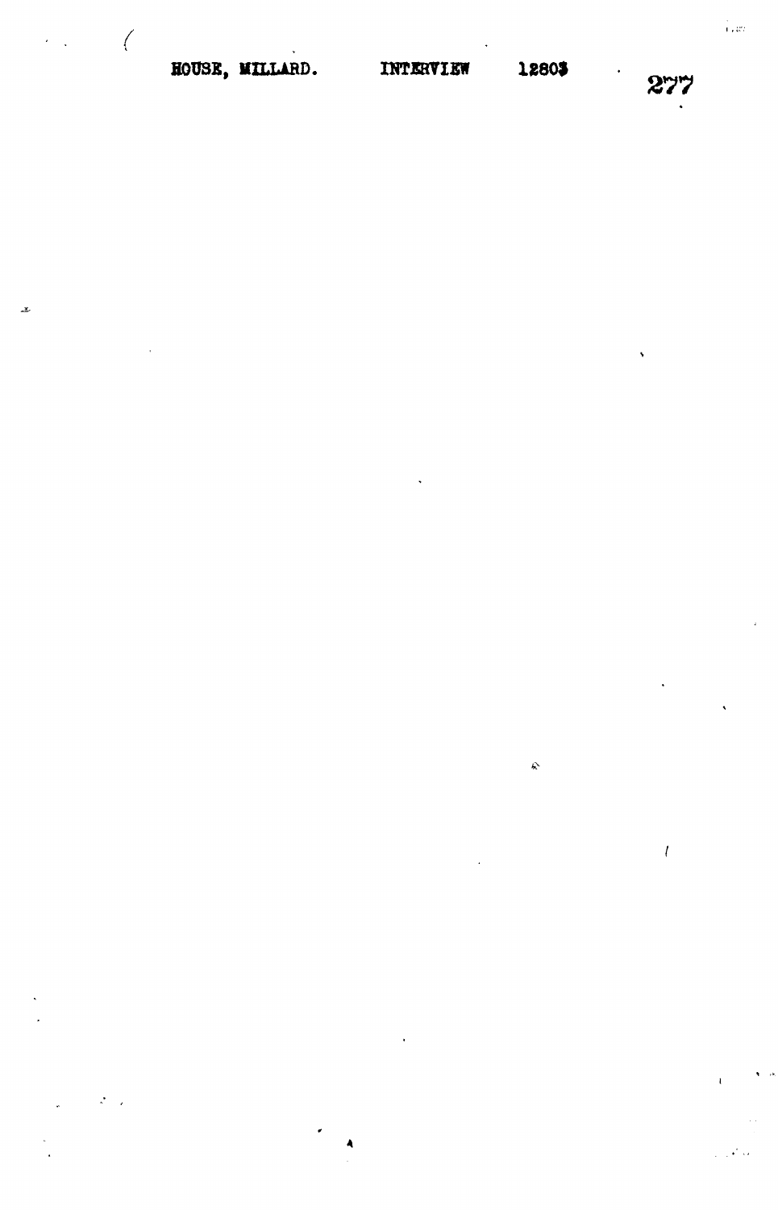HOUSE, MILLARD. INTERVIEW 12803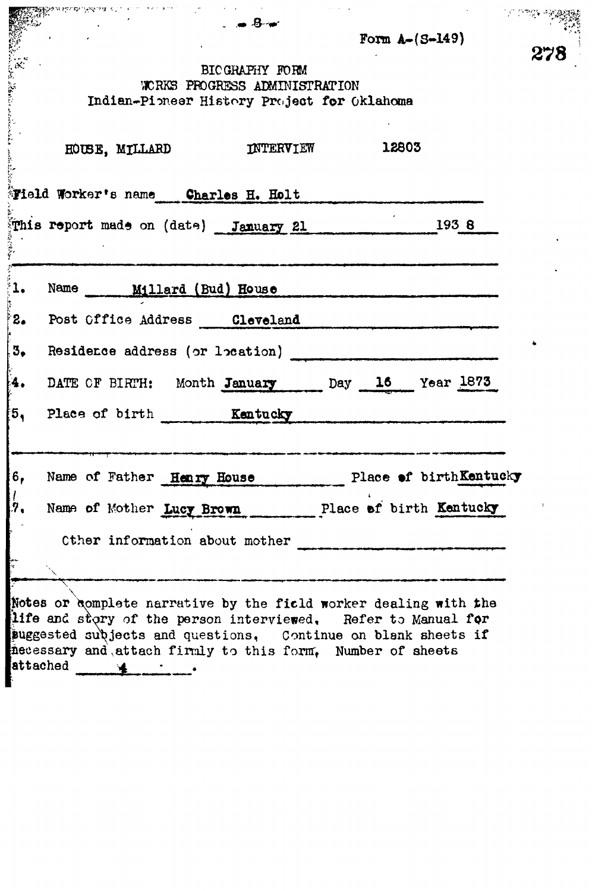Form A-(S-149)

BIOGRAPHY FORM
WORKS PROGRESS ADMINISTRATION
Indian-Pioneer History Project for Oklahoma

HOUSE, MILLARD INTERVIEW 12803

Field Worker's name Charles H. Holt

This report made on (date) January 21 193 8

---

1. Name Millard (Bud) House
2. Post Office Address Cleveland
3. Residence address (or location)
4. DATE OF BIRTH: Month January Day 16 Year 1873
5. Place of birth Kentucky

---

6. Name of Father Henry House Place of birth Kentucky
7. Name of Mother Lucy Brown Place of birth Kentucky

   Other information about mother

---

Notes or complete narrative by the field worker dealing with the life and story of the person interviewed. Refer to Manual for suggested subjects and questions. Continue on blank sheets if necessary and attach firmly to this form. Number of sheets attached 4 .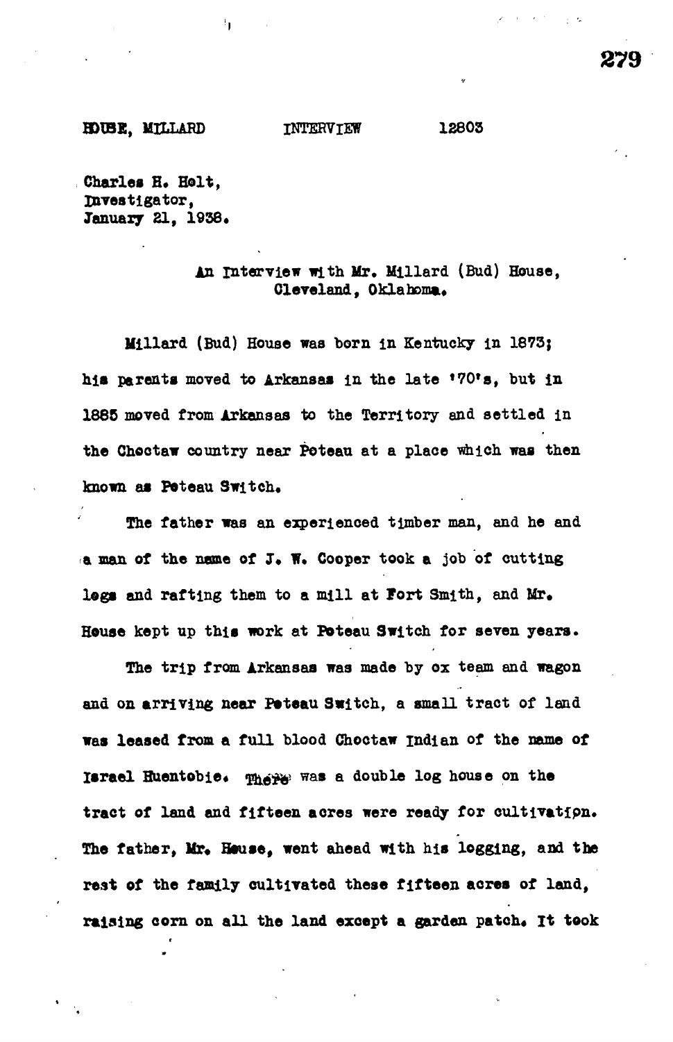HOUSE, MILLARD INTERVIEW 12803

Charles H. Holt,
Investigator,
January 21, 1938.

An Interview with Mr. Millard (Bud) House,
Cleveland, Oklahoma.

Millard (Bud) House was born in Kentucky in 1873; his parents moved to Arkansas in the late '70's, but in 1885 moved from Arkansas to the Territory and settled in the Choctaw country near Poteau at a place which was then known as Poteau Switch.

The father was an experienced timber man, and he and a man of the name of J. W. Cooper took a job of cutting logs and rafting them to a mill at Fort Smith, and Mr. House kept up this work at Poteau Switch for seven years.

The trip from Arkansas was made by ox team and wagon and on arriving near Poteau Switch, a small tract of land was leased from a full blood Choctaw Indian of the name of Israel Huentobie. There was a double log house on the tract of land and fifteen acres were ready for cultivation. The father, Mr. House, went ahead with his logging, and the rest of the family cultivated these fifteen acres of land, raising corn on all the land except a garden patch. It took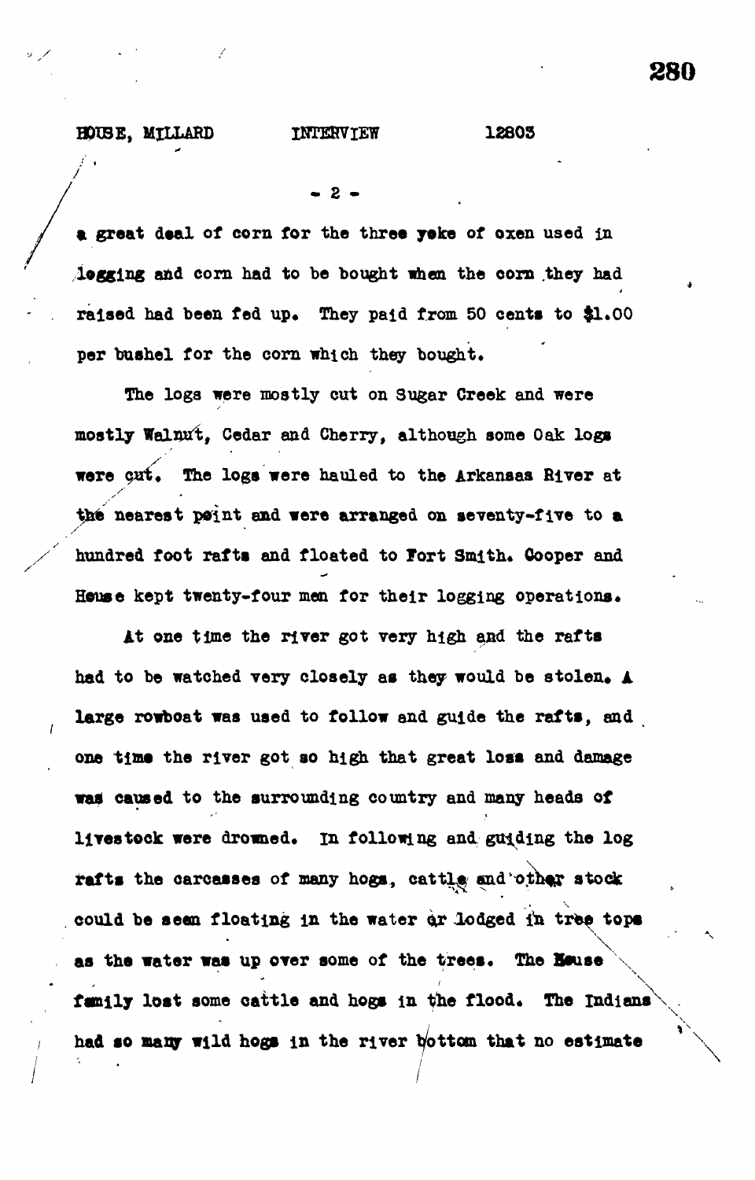a great deal of corn for the three yoke of oxen used in logging and corn had to be bought when the corn they had raised had been fed up. They paid from 50 cents to $1.00 per bushel for the corn which they bought.

The logs were mostly cut on Sugar Creek and were mostly Walnut, Cedar and Cherry, although some Oak logs were cut. The logs were hauled to the Arkansas River at the nearest point and were arranged on seventy-five to a hundred foot rafts and floated to Fort Smith. Cooper and House kept twenty-four men for their logging operations.

At one time the river got very high and the rafts had to be watched very closely as they would be stolen. A large rowboat was used to follow and guide the rafts, and one time the river got so high that great loss and damage was caused to the surrounding country and many heads of livestock were drowned. In following and guiding the log rafts the carcasses of many hogs, cattle and other stock could be seen floating in the water or lodged in tree tops as the water was up over some of the trees. The House family lost some cattle and hogs in the flood. The Indians had so many wild hogs in the river bottom that no estimate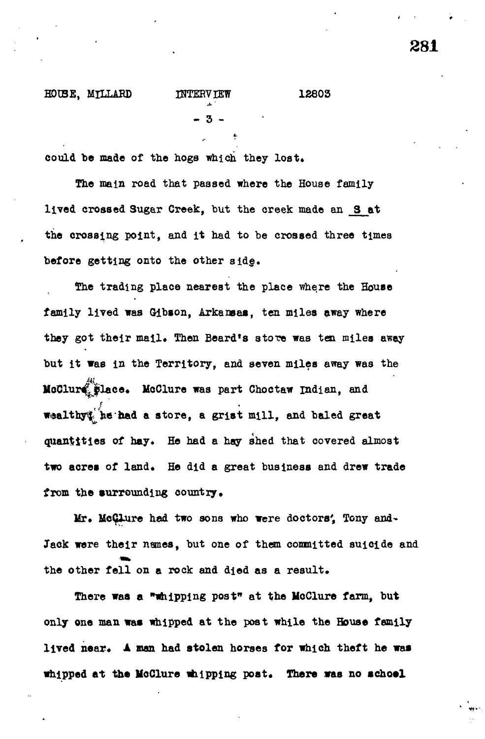could be made of the hogs which they lost.

The main road that passed where the House family lived crossed Sugar Creek, but the creek made an S at the crossing point, and it had to be crossed three times before getting onto the other side.

The trading place nearest the place where the House family lived was Gibson, Arkansas, ten miles away where they got their mail. Then Beard's store was ten miles away but it was in the Territory, and seven miles away was the McClure place. McClure was part Choctaw Indian, and wealthy; he had a store, a grist mill, and baled great quantities of hay. He had a hay shed that covered almost two acres of land. He did a great business and drew trade from the surrounding country.

Mr. McClure had two sons who were doctors, Tony and Jack were their names, but one of them committed suicide and the other fell on a rock and died as a result.

There was a "whipping post" at the McClure farm, but only one man was whipped at the post while the House family lived near. A man had stolen horses for which theft he was whipped at the McClure whipping post. There was no school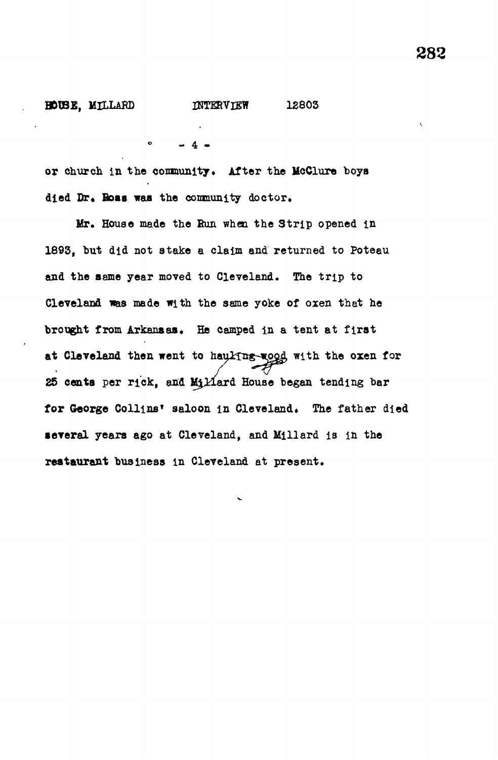or church in the community. After the McClure boys died Dr. Ross was the community doctor.

Mr. House made the Run when the Strip opened in 1893, but did not stake a claim and returned to Poteau and the same year moved to Cleveland. The trip to Cleveland was made with the same yoke of oxen that he brought from Arkansas. He camped in a tent at first at Cleveland then went to hauling wood with the oxen for 25 cents per rick, and Millard House began tending bar for George Collins' saloon in Cleveland. The father died several years ago at Cleveland, and Millard is in the restaurant business in Cleveland at present.